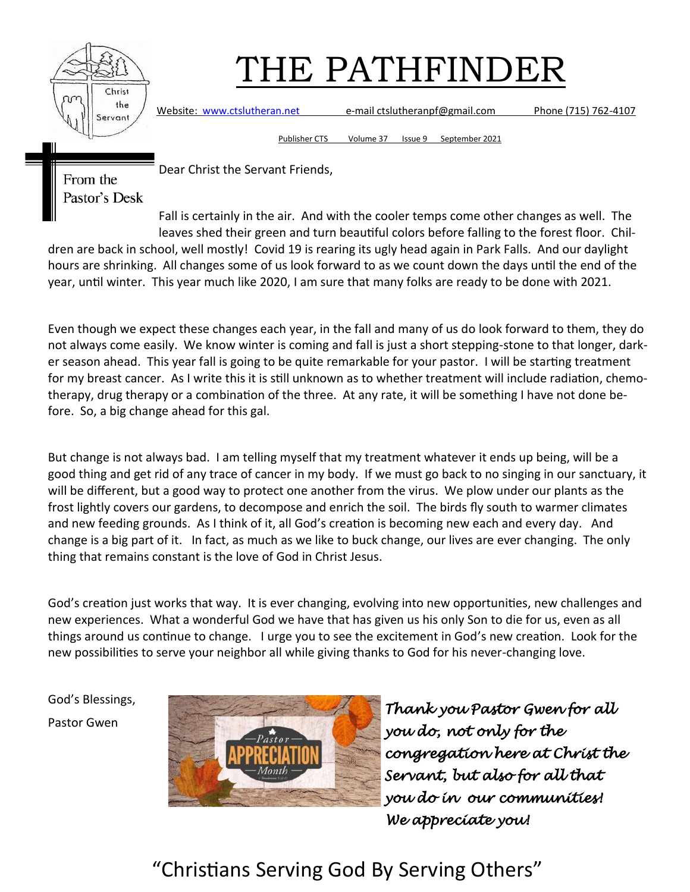# THE PATHFINDER

Website: www.ctslutheran.net e-mail ctslutheranpf@gmail.com Phone (715) 762-4107

Publisher CTS Volume 37 Issue 9 September 2021

## From the Pastor's Desk

Dear Christ the Servant Friends,

Fall is certainly in the air. And with the cooler temps come other changes as well. The leaves shed their green and turn beautiful colors before falling to the forest floor. Children are back in school, well mostly! Covid 19 is rearing its ugly head again in Park Falls. And our daylight hours are shrinking. All changes some of us look forward to as we count down the days until the end of the year, until winter. This year much like 2020, I am sure that many folks are ready to be done with 2021.

Even though we expect these changes each year, in the fall and many of us do look forward to them, they do not always come easily. We know winter is coming and fall is just a short stepping-stone to that longer, darker season ahead. This year fall is going to be quite remarkable for your pastor. I will be starting treatment for my breast cancer. As I write this it is still unknown as to whether treatment will include radiation, chemotherapy, drug therapy or a combination of the three. At any rate, it will be something I have not done before. So, a big change ahead for this gal.

But change is not always bad. I am telling myself that my treatment whatever it ends up being, will be a good thing and get rid of any trace of cancer in my body. If we must go back to no singing in our sanctuary, it will be different, but a good way to protect one another from the virus. We plow under our plants as the frost lightly covers our gardens, to decompose and enrich the soil. The birds fly south to warmer climates and new feeding grounds. As I think of it, all God's creation is becoming new each and every day. And change is a big part of it. In fact, as much as we like to buck change, our lives are ever changing. The only thing that remains constant is the love of God in Christ Jesus.

God's creation just works that way. It is ever changing, evolving into new opportunities, new challenges and new experiences. What a wonderful God we have that has given us his only Son to die for us, even as all things around us continue to change. I urge you to see the excitement in God's new creation. Look for the new possibilities to serve your neighbor all while giving thanks to God for his never-changing love.

God's Blessings,

Pastor Gwen

*Thank you Pastor Gwen for all you do, not only for the congregation here at Christ the Servant, but also for all that you do in our communities! We appreciate you!*

"Christians Serving God By Serving Others"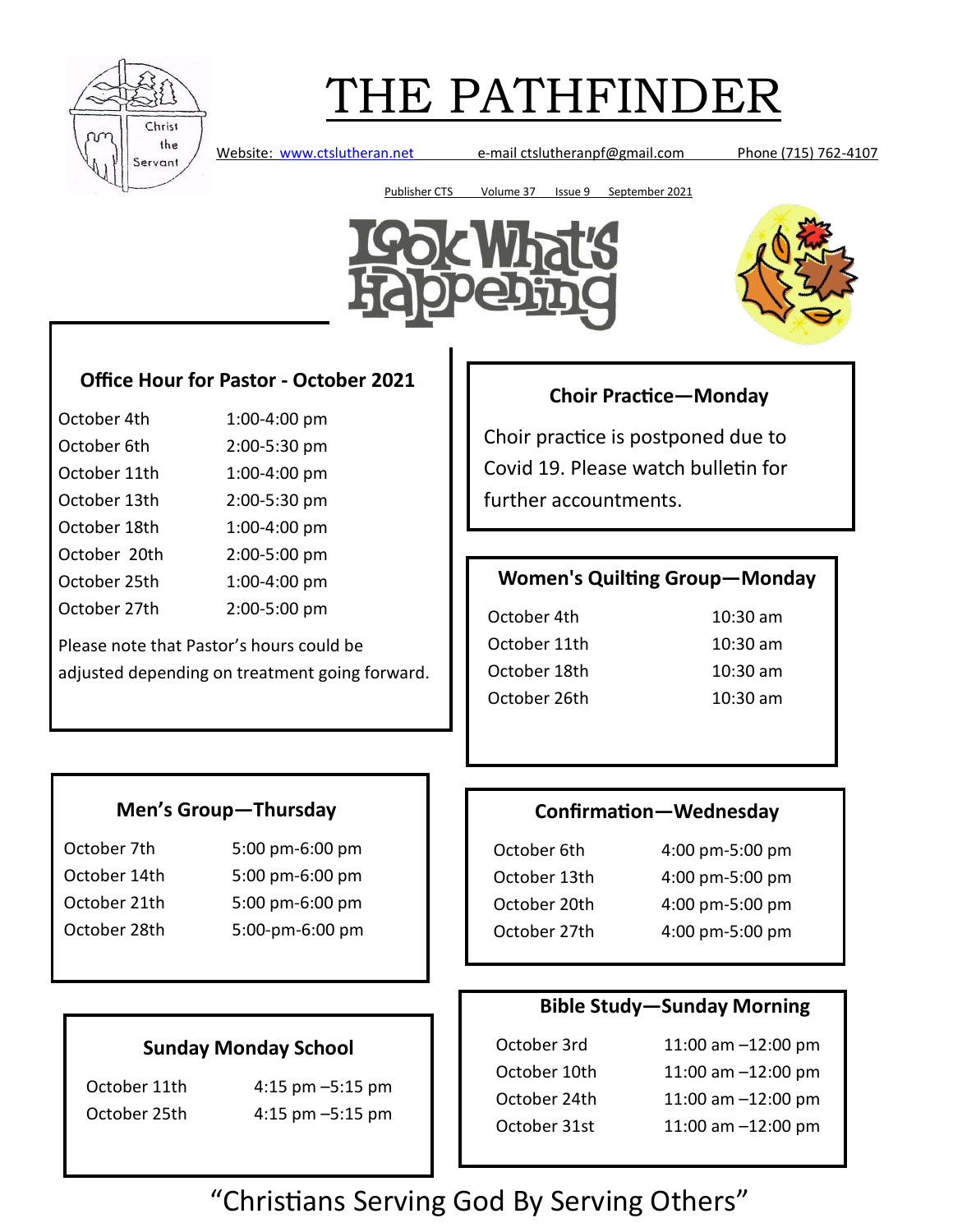# THE PATHFINDER

Website: www.ctslutheran.net e-mail ctslutheranpf@gmail.com Phone (715) 762-4107

Publisher CTS Volume 37 Issue 9 September 2021

**Look What's Happening**

### Office Hour for Pastor - October 2021

| | |
|---|---|
| October 4th | 1:00-4:00 pm |
| October 6th | 2:00-5:30 pm |
| October 11th | 1:00-4:00 pm |
| October 13th | 2:00-5:30 pm |
| October 18th | 1:00-4:00 pm |
| October 20th | 2:00-5:00 pm |
| October 25th | 1:00-4:00 pm |
| October 27th | 2:00-5:00 pm |

Please note that Pastor's hours could be adjusted depending on treatment going forward.

### Choir Practice—Monday

Choir practice is postponed due to Covid 19. Please watch bulletin for further accountments.

### Women's Quilting Group—Monday

| | |
|---|---|
| October 4th | 10:30 am |
| October 11th | 10:30 am |
| October 18th | 10:30 am |
| October 26th | 10:30 am |

### Men's Group—Thursday

| | |
|---|---|
| October 7th | 5:00 pm-6:00 pm |
| October 14th | 5:00 pm-6:00 pm |
| October 21th | 5:00 pm-6:00 pm |
| October 28th | 5:00-pm-6:00 pm |

### Confirmation—Wednesday

| | |
|---|---|
| October 6th | 4:00 pm-5:00 pm |
| October 13th | 4:00 pm-5:00 pm |
| October 20th | 4:00 pm-5:00 pm |
| October 27th | 4:00 pm-5:00 pm |

### Sunday Monday School

| | |
|---|---|
| October 11th | 4:15 pm –5:15 pm |
| October 25th | 4:15 pm –5:15 pm |

### Bible Study—Sunday Morning

| | |
|---|---|
| October 3rd | 11:00 am –12:00 pm |
| October 10th | 11:00 am –12:00 pm |
| October 24th | 11:00 am –12:00 pm |
| October 31st | 11:00 am –12:00 pm |

"Christians Serving God By Serving Others"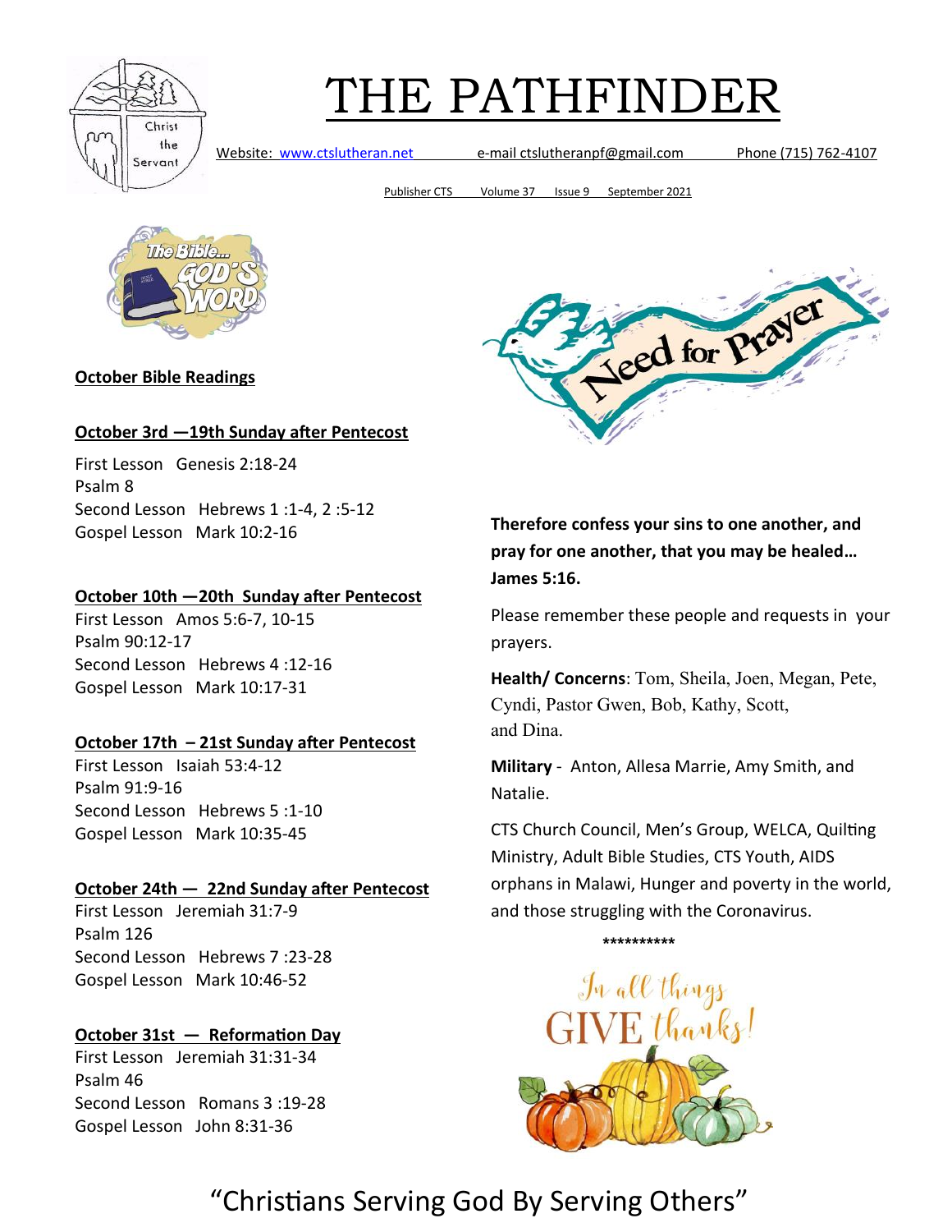# THE PATHFINDER

Website: www.ctslutheran.net e-mail ctslutheranpf@gmail.com Phone (715) 762-4107

Publisher CTS Volume 37 Issue 9 September 2021

## October Bible Readings

### October 3rd —19th Sunday after Pentecost

First Lesson Genesis 2:18-24
Psalm 8
Second Lesson Hebrews 1 :1-4, 2 :5-12
Gospel Lesson Mark 10:2-16

### October 10th —20th Sunday after Pentecost

First Lesson Amos 5:6-7, 10-15
Psalm 90:12-17
Second Lesson Hebrews 4 :12-16
Gospel Lesson Mark 10:17-31

### October 17th – 21st Sunday after Pentecost

First Lesson Isaiah 53:4-12
Psalm 91:9-16
Second Lesson Hebrews 5 :1-10
Gospel Lesson Mark 10:35-45

### October 24th — 22nd Sunday after Pentecost

First Lesson Jeremiah 31:7-9
Psalm 126
Second Lesson Hebrews 7 :23-28
Gospel Lesson Mark 10:46-52

### October 31st — Reformation Day

First Lesson Jeremiah 31:31-34
Psalm 46
Second Lesson Romans 3 :19-28
Gospel Lesson John 8:31-36

## Need for Prayer

**Therefore confess your sins to one another, and pray for one another, that you may be healed… James 5:16.**

Please remember these people and requests in your prayers.

**Health/ Concerns**: Tom, Sheila, Joen, Megan, Pete, Cyndi, Pastor Gwen, Bob, Kathy, Scott, and Dina.

**Military** - Anton, Allesa Marrie, Amy Smith, and Natalie.

CTS Church Council, Men's Group, WELCA, Quilting Ministry, Adult Bible Studies, CTS Youth, AIDS orphans in Malawi, Hunger and poverty in the world, and those struggling with the Coronavirus.

**********

In all things GIVE thanks!

"Christians Serving God By Serving Others"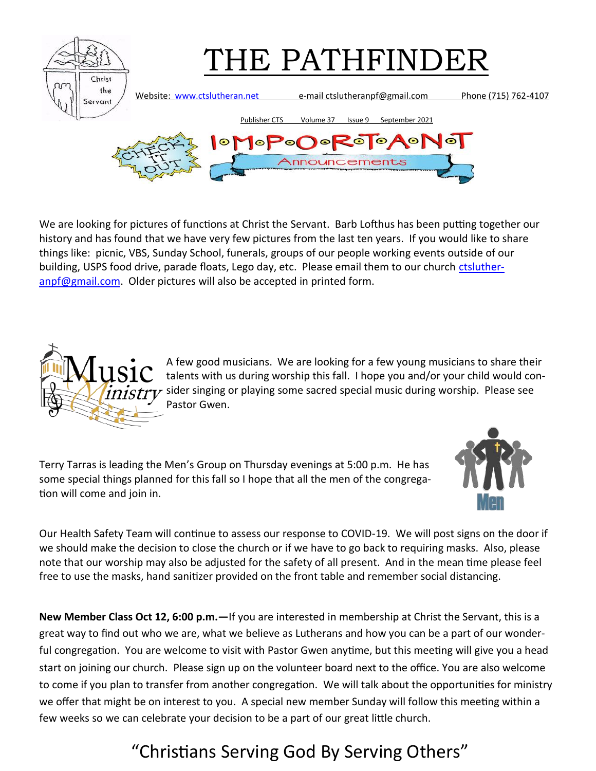# THE PATHFINDER

Website: www.ctslutheran.net e-mail ctslutheranpf@gmail.com Phone (715) 762-4107

Publisher CTS Volume 37 Issue 9 September 2021

## IMPORTANT Announcements

We are looking for pictures of functions at Christ the Servant. Barb Lofthus has been putting together our history and has found that we have very few pictures from the last ten years. If you would like to share things like: picnic, VBS, Sunday School, funerals, groups of our people working events outside of our building, USPS food drive, parade floats, Lego day, etc. Please email them to our church ctslutheranpf@gmail.com. Older pictures will also be accepted in printed form.

A few good musicians. We are looking for a few young musicians to share their talents with us during worship this fall. I hope you and/or your child would consider singing or playing some sacred special music during worship. Please see Pastor Gwen.

Terry Tarras is leading the Men's Group on Thursday evenings at 5:00 p.m. He has some special things planned for this fall so I hope that all the men of the congregation will come and join in.

Our Health Safety Team will continue to assess our response to COVID-19. We will post signs on the door if we should make the decision to close the church or if we have to go back to requiring masks. Also, please note that our worship may also be adjusted for the safety of all present. And in the mean time please feel free to use the masks, hand sanitizer provided on the front table and remember social distancing.

**New Member Class Oct 12, 6:00 p.m.—**If you are interested in membership at Christ the Servant, this is a great way to find out who we are, what we believe as Lutherans and how you can be a part of our wonderful congregation. You are welcome to visit with Pastor Gwen anytime, but this meeting will give you a head start on joining our church. Please sign up on the volunteer board next to the office. You are also welcome to come if you plan to transfer from another congregation. We will talk about the opportunities for ministry we offer that might be on interest to you. A special new member Sunday will follow this meeting within a few weeks so we can celebrate your decision to be a part of our great little church.

"Christians Serving God By Serving Others"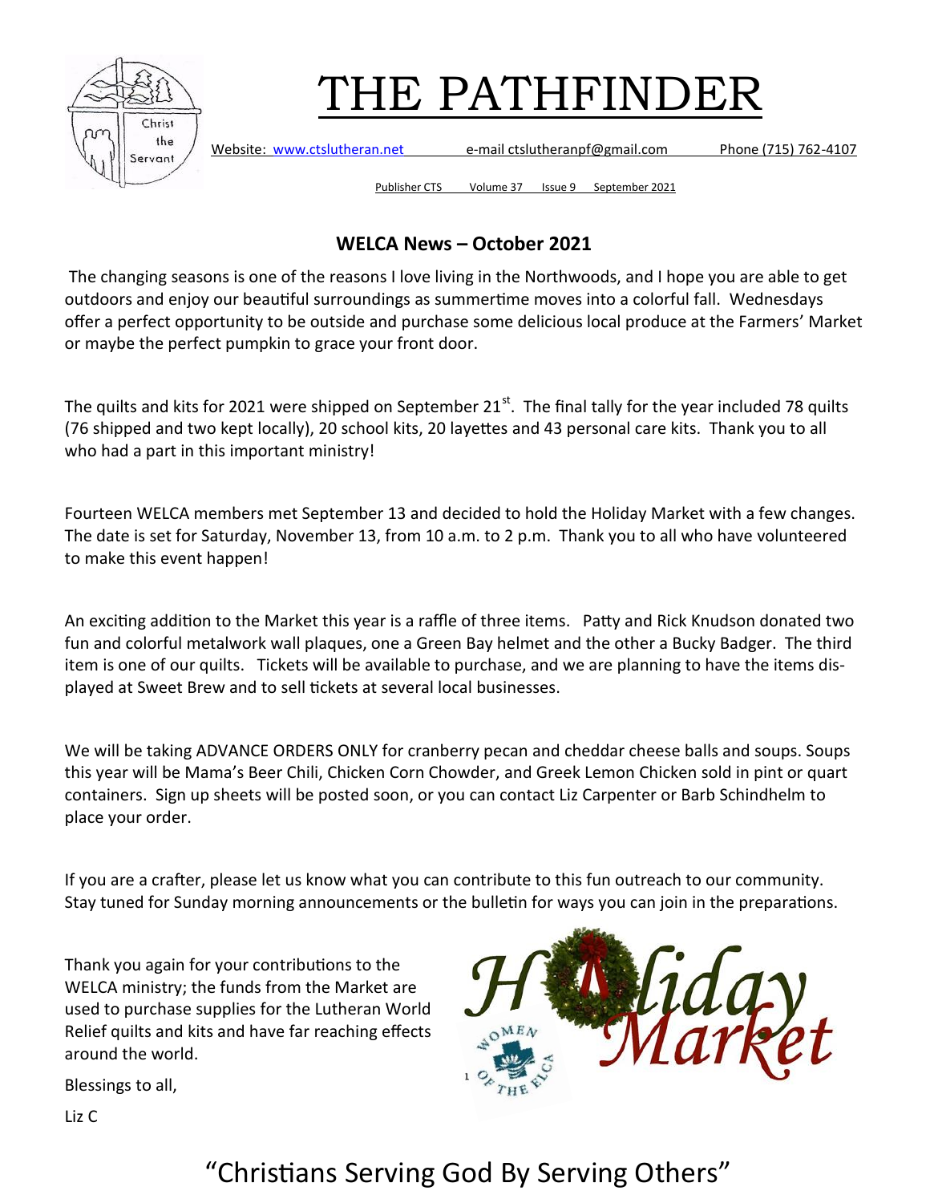# THE PATHFINDER

Website: www.ctslutheran.net e-mail ctslutheranpf@gmail.com Phone (715) 762-4107

Publisher CTS Volume 37 Issue 9 September 2021

## WELCA News – October 2021

The changing seasons is one of the reasons I love living in the Northwoods, and I hope you are able to get outdoors and enjoy our beautiful surroundings as summertime moves into a colorful fall. Wednesdays offer a perfect opportunity to be outside and purchase some delicious local produce at the Farmers' Market or maybe the perfect pumpkin to grace your front door.

The quilts and kits for 2021 were shipped on September 21st. The final tally for the year included 78 quilts (76 shipped and two kept locally), 20 school kits, 20 layettes and 43 personal care kits. Thank you to all who had a part in this important ministry!

Fourteen WELCA members met September 13 and decided to hold the Holiday Market with a few changes. The date is set for Saturday, November 13, from 10 a.m. to 2 p.m. Thank you to all who have volunteered to make this event happen!

An exciting addition to the Market this year is a raffle of three items. Patty and Rick Knudson donated two fun and colorful metalwork wall plaques, one a Green Bay helmet and the other a Bucky Badger. The third item is one of our quilts. Tickets will be available to purchase, and we are planning to have the items displayed at Sweet Brew and to sell tickets at several local businesses.

We will be taking ADVANCE ORDERS ONLY for cranberry pecan and cheddar cheese balls and soups. Soups this year will be Mama's Beer Chili, Chicken Corn Chowder, and Greek Lemon Chicken sold in pint or quart containers. Sign up sheets will be posted soon, or you can contact Liz Carpenter or Barb Schindhelm to place your order.

If you are a crafter, please let us know what you can contribute to this fun outreach to our community. Stay tuned for Sunday morning announcements or the bulletin for ways you can join in the preparations.

Thank you again for your contributions to the WELCA ministry; the funds from the Market are used to purchase supplies for the Lutheran World Relief quilts and kits and have far reaching effects around the world.

Blessings to all,

Liz C

Holiday Market

"Christians Serving God By Serving Others"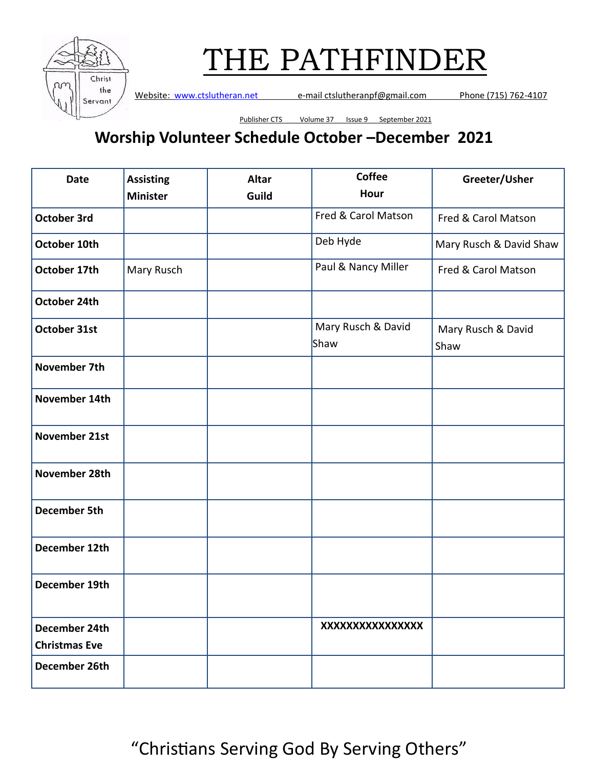# THE PATHFINDER

Website: www.ctslutheran.net e-mail ctslutheranpf@gmail.com Phone (715) 762-4107

Publisher CTS Volume 37 Issue 9 September 2021

## Worship Volunteer Schedule October –December 2021

| Date | Assisting Minister | Altar Guild | Coffee Hour | Greeter/Usher |
|---|---|---|---|---|
| **October 3rd** | | | Fred & Carol Matson | Fred & Carol Matson |
| **October 10th** | | | Deb Hyde | Mary Rusch & David Shaw |
| **October 17th** | Mary Rusch | | Paul & Nancy Miller | Fred & Carol Matson |
| **October 24th** | | | | |
| **October 31st** | | | Mary Rusch & David Shaw | Mary Rusch & David Shaw |
| **November 7th** | | | | |
| **November 14th** | | | | |
| **November 21st** | | | | |
| **November 28th** | | | | |
| **December 5th** | | | | |
| **December 12th** | | | | |
| **December 19th** | | | | |
| **December 24th Christmas Eve** | | | **XXXXXXXXXXXXXXX** | |
| **December 26th** | | | | |

“Christians Serving God By Serving Others”